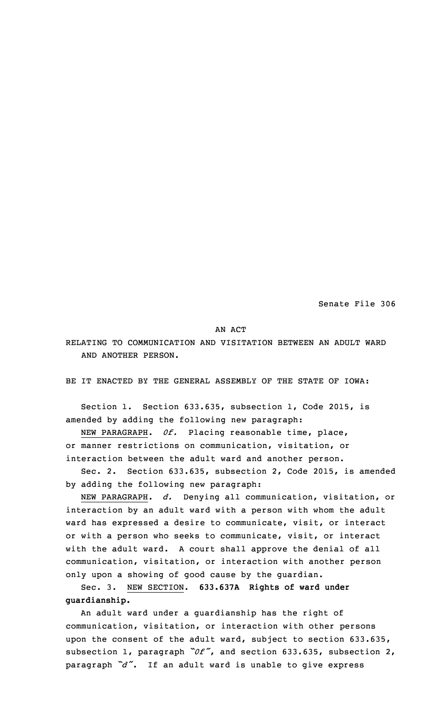Senate File 306

AN ACT

RELATING TO COMMUNICATION AND VISITATION BETWEEN AN ADULT WARD AND ANOTHER PERSON.

BE IT ENACTED BY THE GENERAL ASSEMBLY OF THE STATE OF IOWA:

Section 1. Section 633.635, subsection 1, Code 2015, is amended by adding the following new paragraph:

NEW PARAGRAPH. *0f.* Placing reasonable time, place, or manner restrictions on communication, visitation, or interaction between the adult ward and another person.

Sec. 2. Section 633.635, subsection 2, Code 2015, is amended by adding the following new paragraph:

NEW PARAGRAPH. *d.* Denying all communication, visitation, or interaction by an adult ward with a person with whom the adult ward has expressed a desire to communicate, visit, or interact or with a person who seeks to communicate, visit, or interact with the adult ward. A court shall approve the denial of all communication, visitation, or interaction with another person only upon a showing of good cause by the guardian.

Sec. 3. NEW SECTION. **633.637A Rights of ward under guardianship.**

An adult ward under a guardianship has the right of communication, visitation, or interaction with other persons upon the consent of the adult ward, subject to section 633.635, subsection 1, paragraph *"0f"*, and section 633.635, subsection 2, paragraph *"d"*. If an adult ward is unable to give express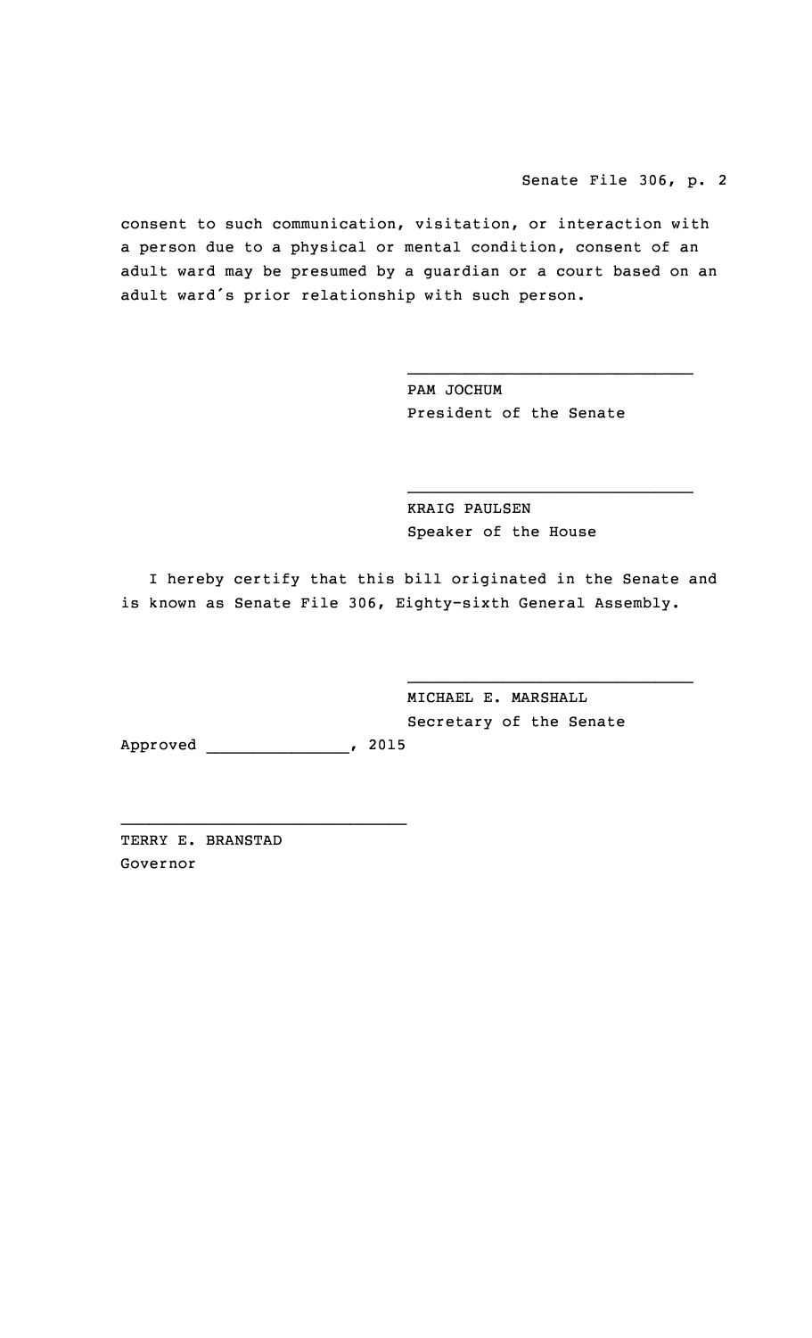consent to such communication, visitation, or interaction with a person due to a physical or mental condition, consent of an adult ward may be presumed by a guardian or a court based on an adult ward's prior relationship with such person.

______________________________
PAM JOCHUM
President of the Senate

______________________________
KRAIG PAULSEN
Speaker of the House

I hereby certify that this bill originated in the Senate and is known as Senate File 306, Eighty-sixth General Assembly.

______________________________
MICHAEL E. MARSHALL
Secretary of the Senate

Approved _______________, 2015

______________________________
TERRY E. BRANSTAD
Governor